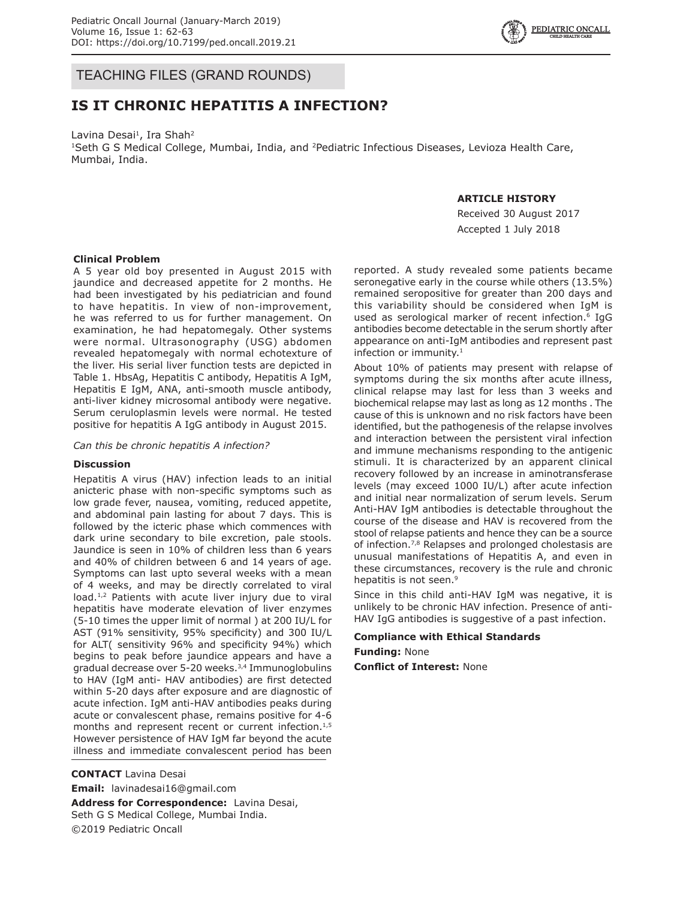TEACHING FILES (GRAND ROUNDS)

# IS IT CHRONIC HEPATITIS A INFECTION?

Lavina Desai[1], Ira Shah[2]

[1]Seth G S Medical College, Mumbai, India, and [2]Pediatric Infectious Diseases, Levioza Health Care, Mumbai, India.

**ARTICLE HISTORY**

Received 30 August 2017

Accepted 1 July 2018

### Clinical Problem

A 5 year old boy presented in August 2015 with jaundice and decreased appetite for 2 months. He had been investigated by his pediatrician and found to have hepatitis. In view of non-improvement, he was referred to us for further management. On examination, he had hepatomegaly. Other systems were normal. Ultrasonography (USG) abdomen revealed hepatomegaly with normal echotexture of the liver. His serial liver function tests are depicted in Table 1. HbsAg, Hepatitis C antibody, Hepatitis A IgM, Hepatitis E IgM, ANA, anti-smooth muscle antibody, anti-liver kidney microsomal antibody were negative. Serum ceruloplasmin levels were normal. He tested positive for hepatitis A IgG antibody in August 2015.

*Can this be chronic hepatitis A infection?*

### Discussion

Hepatitis A virus (HAV) infection leads to an initial anicteric phase with non-specific symptoms such as low grade fever, nausea, vomiting, reduced appetite, and abdominal pain lasting for about 7 days. This is followed by the icteric phase which commences with dark urine secondary to bile excretion, pale stools. Jaundice is seen in 10% of children less than 6 years and 40% of children between 6 and 14 years of age. Symptoms can last upto several weeks with a mean of 4 weeks, and may be directly correlated to viral load.[1,2] Patients with acute liver injury due to viral hepatitis have moderate elevation of liver enzymes (5-10 times the upper limit of normal ) at 200 IU/L for AST (91% sensitivity, 95% specificity) and 300 IU/L for ALT( sensitivity 96% and specificity 94%) which begins to peak before jaundice appears and have a gradual decrease over 5-20 weeks.[3,4] Immunoglobulins to HAV (IgM anti- HAV antibodies) are first detected within 5-20 days after exposure and are diagnostic of acute infection. IgM anti-HAV antibodies peaks during acute or convalescent phase, remains positive for 4-6 months and represent recent or current infection.[1,5] However persistence of HAV IgM far beyond the acute illness and immediate convalescent period has been reported. A study revealed some patients became seronegative early in the course while others (13.5%) remained seropositive for greater than 200 days and this variability should be considered when IgM is used as serological marker of recent infection.[6] IgG antibodies become detectable in the serum shortly after appearance on anti-IgM antibodies and represent past infection or immunity.[1]

About 10% of patients may present with relapse of symptoms during the six months after acute illness, clinical relapse may last for less than 3 weeks and biochemical relapse may last as long as 12 months . The cause of this is unknown and no risk factors have been identified, but the pathogenesis of the relapse involves and interaction between the persistent viral infection and immune mechanisms responding to the antigenic stimuli. It is characterized by an apparent clinical recovery followed by an increase in aminotransferase levels (may exceed 1000 IU/L) after acute infection and initial near normalization of serum levels. Serum Anti-HAV IgM antibodies is detectable throughout the course of the disease and HAV is recovered from the stool of relapse patients and hence they can be a source of infection.[7,8] Relapses and prolonged cholestasis are unusual manifestations of Hepatitis A, and even in these circumstances, recovery is the rule and chronic hepatitis is not seen.[9]

Since in this child anti-HAV IgM was negative, it is unlikely to be chronic HAV infection. Presence of anti-HAV IgG antibodies is suggestive of a past infection.

**Compliance with Ethical Standards**

**Funding:** None

**Conflict of Interest:** None

**CONTACT** Lavina Desai

**Email:** lavinadesai16@gmail.com

**Address for Correspondence:** Lavina Desai, Seth G S Medical College, Mumbai India.

©2019 Pediatric Oncall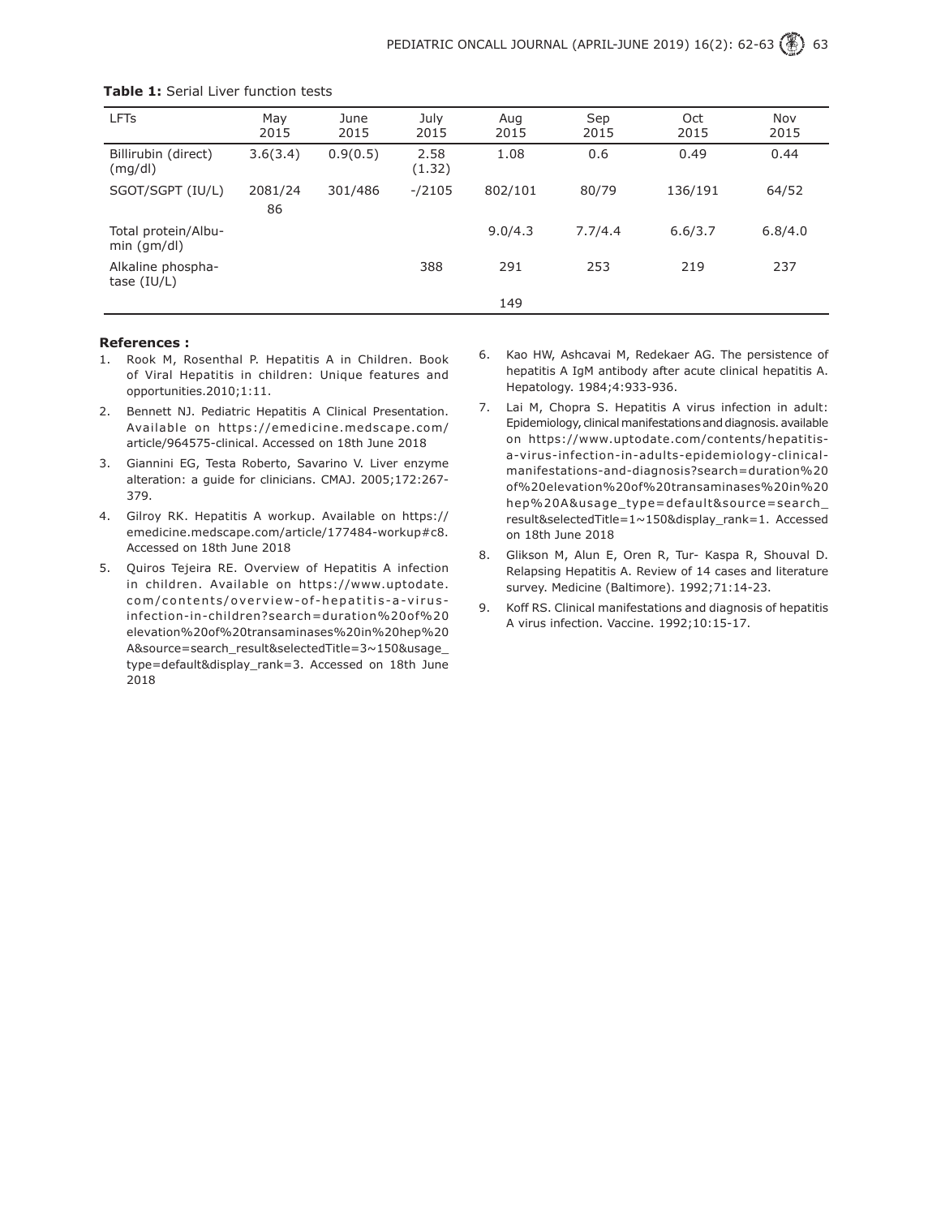**Table 1:** Serial Liver function tests

| LFTs | May 2015 | June 2015 | July 2015 | Aug 2015 | Sep 2015 | Oct 2015 | Nov 2015 |
|---|---|---|---|---|---|---|---|
| Billirubin (direct) (mg/dl) | 3.6(3.4) | 0.9(0.5) | 2.58 (1.32) | 1.08 | 0.6 | 0.49 | 0.44 |
| SGOT/SGPT (IU/L) | 2081/2486 | 301/486 | -/2105 | 802/101 | 80/79 | 136/191 | 64/52 |
| Total protein/Albumin (gm/dl) | | | | 9.0/4.3 | 7.7/4.4 | 6.6/3.7 | 6.8/4.0 |
| Alkaline phosphatase (IU/L) | | | 388 | 291 | 253 | 219 | 237 |
| | | | | 149 | | | |

## References :

1. Rook M, Rosenthal P. Hepatitis A in Children. Book of Viral Hepatitis in children: Unique features and opportunities.2010;1:11.
2. Bennett NJ. Pediatric Hepatitis A Clinical Presentation. Available on https://emedicine.medscape.com/article/964575-clinical. Accessed on 18th June 2018
3. Giannini EG, Testa Roberto, Savarino V. Liver enzyme alteration: a guide for clinicians. CMAJ. 2005;172:267-379.
4. Gilroy RK. Hepatitis A workup. Available on https://emedicine.medscape.com/article/177484-workup#c8. Accessed on 18th June 2018
5. Quiros Tejeira RE. Overview of Hepatitis A infection in children. Available on https://www.uptodate.com/contents/overview-of-hepatitis-a-virus-infection-in-children?search=duration%20of%20elevation%20of%20transaminases%20in%20hep%20A&source=search_result&selectedTitle=3~150&usage_type=default&display_rank=3. Accessed on 18th June 2018
6. Kao HW, Ashcavai M, Redekaer AG. The persistence of hepatitis A IgM antibody after acute clinical hepatitis A. Hepatology. 1984;4:933-936.
7. Lai M, Chopra S. Hepatitis A virus infection in adult: Epidemiology, clinical manifestations and diagnosis. available on https://www.uptodate.com/contents/hepatitis-a-virus-infection-in-adults-epidemiology-clinical-manifestations-and-diagnosis?search=duration%20of%20elevation%20of%20transaminases%20in%20hep%20A&usage_type=default&source=search_result&selectedTitle=1~150&display_rank=1. Accessed on 18th June 2018
8. Glikson M, Alun E, Oren R, Tur- Kaspa R, Shouval D. Relapsing Hepatitis A. Review of 14 cases and literature survey. Medicine (Baltimore). 1992;71:14-23.
9. Koff RS. Clinical manifestations and diagnosis of hepatitis A virus infection. Vaccine. 1992;10:15-17.